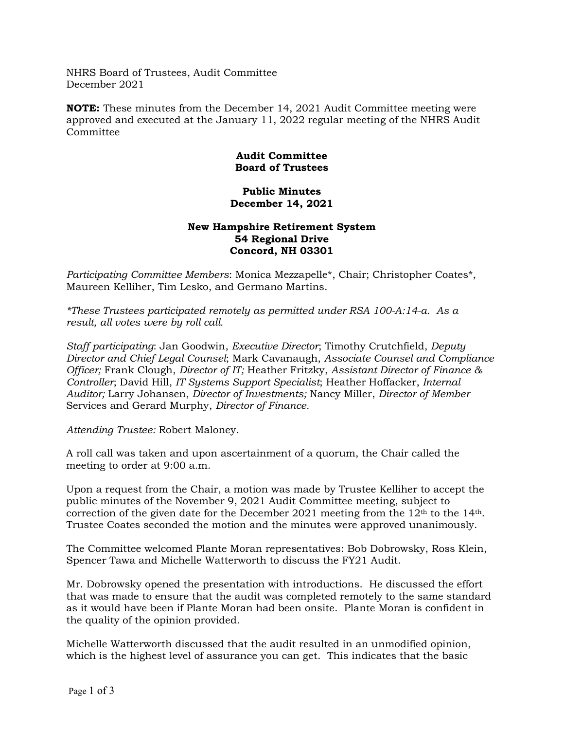NHRS Board of Trustees, Audit Committee
December 2021

**NOTE:** These minutes from the December 14, 2021 Audit Committee meeting were approved and executed at the January 11, 2022 regular meeting of the NHRS Audit Committee

**Audit Committee**
**Board of Trustees**

**Public Minutes**
**December 14, 2021**

**New Hampshire Retirement System**
**54 Regional Drive**
**Concord, NH 03301**

*Participating Committee Members*: Monica Mezzapelle*, Chair; Christopher Coates*, Maureen Kelliher, Tim Lesko, and Germano Martins.

**These Trustees participated remotely as permitted under RSA 100-A:14-a. As a result, all votes were by roll call.*

*Staff participating*: Jan Goodwin, *Executive Director*; Timothy Crutchfield, *Deputy Director and Chief Legal Counsel*; Mark Cavanaugh, *Associate Counsel and Compliance Officer;* Frank Clough, *Director of IT;* Heather Fritzky, *Assistant Director of Finance & Controller*; David Hill, *IT Systems Support Specialist*; Heather Hoffacker, *Internal Auditor;* Larry Johansen, *Director of Investments;* Nancy Miller, *Director of Member* Services and Gerard Murphy, *Director of Finance.*

*Attending Trustee:* Robert Maloney.

A roll call was taken and upon ascertainment of a quorum, the Chair called the meeting to order at 9:00 a.m.

Upon a request from the Chair, a motion was made by Trustee Kelliher to accept the public minutes of the November 9, 2021 Audit Committee meeting, subject to correction of the given date for the December 2021 meeting from the 12th to the 14th. Trustee Coates seconded the motion and the minutes were approved unanimously.

The Committee welcomed Plante Moran representatives: Bob Dobrowsky, Ross Klein, Spencer Tawa and Michelle Watterworth to discuss the FY21 Audit.

Mr. Dobrowsky opened the presentation with introductions. He discussed the effort that was made to ensure that the audit was completed remotely to the same standard as it would have been if Plante Moran had been onsite. Plante Moran is confident in the quality of the opinion provided.

Michelle Watterworth discussed that the audit resulted in an unmodified opinion, which is the highest level of assurance you can get. This indicates that the basic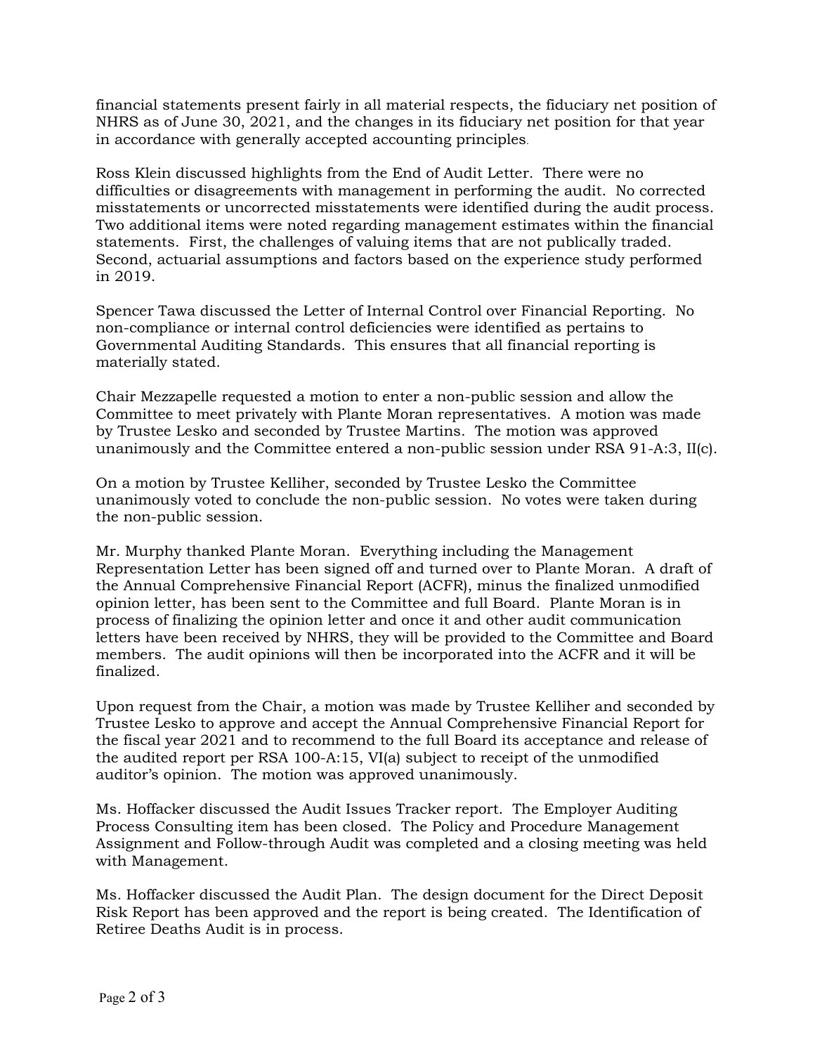financial statements present fairly in all material respects, the fiduciary net position of NHRS as of June 30, 2021, and the changes in its fiduciary net position for that year in accordance with generally accepted accounting principles.

Ross Klein discussed highlights from the End of Audit Letter. There were no difficulties or disagreements with management in performing the audit. No corrected misstatements or uncorrected misstatements were identified during the audit process. Two additional items were noted regarding management estimates within the financial statements. First, the challenges of valuing items that are not publically traded. Second, actuarial assumptions and factors based on the experience study performed in 2019.

Spencer Tawa discussed the Letter of Internal Control over Financial Reporting. No non-compliance or internal control deficiencies were identified as pertains to Governmental Auditing Standards. This ensures that all financial reporting is materially stated.

Chair Mezzapelle requested a motion to enter a non-public session and allow the Committee to meet privately with Plante Moran representatives. A motion was made by Trustee Lesko and seconded by Trustee Martins. The motion was approved unanimously and the Committee entered a non-public session under RSA 91-A:3, II(c).

On a motion by Trustee Kelliher, seconded by Trustee Lesko the Committee unanimously voted to conclude the non-public session. No votes were taken during the non-public session.

Mr. Murphy thanked Plante Moran. Everything including the Management Representation Letter has been signed off and turned over to Plante Moran. A draft of the Annual Comprehensive Financial Report (ACFR), minus the finalized unmodified opinion letter, has been sent to the Committee and full Board. Plante Moran is in process of finalizing the opinion letter and once it and other audit communication letters have been received by NHRS, they will be provided to the Committee and Board members. The audit opinions will then be incorporated into the ACFR and it will be finalized.

Upon request from the Chair, a motion was made by Trustee Kelliher and seconded by Trustee Lesko to approve and accept the Annual Comprehensive Financial Report for the fiscal year 2021 and to recommend to the full Board its acceptance and release of the audited report per RSA 100-A:15, VI(a) subject to receipt of the unmodified auditor's opinion. The motion was approved unanimously.

Ms. Hoffacker discussed the Audit Issues Tracker report. The Employer Auditing Process Consulting item has been closed. The Policy and Procedure Management Assignment and Follow-through Audit was completed and a closing meeting was held with Management.

Ms. Hoffacker discussed the Audit Plan. The design document for the Direct Deposit Risk Report has been approved and the report is being created. The Identification of Retiree Deaths Audit is in process.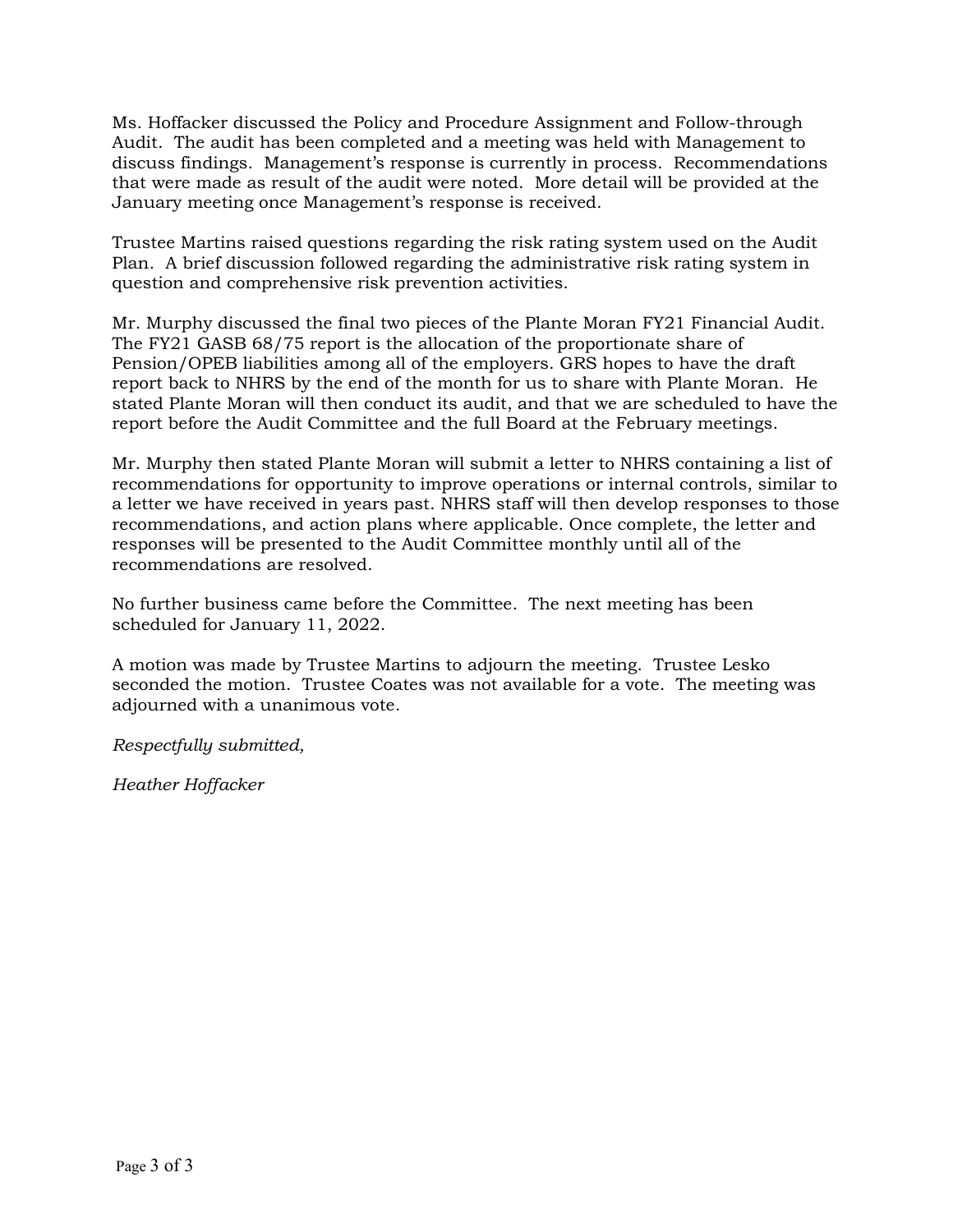Ms. Hoffacker discussed the Policy and Procedure Assignment and Follow-through Audit. The audit has been completed and a meeting was held with Management to discuss findings. Management's response is currently in process. Recommendations that were made as result of the audit were noted. More detail will be provided at the January meeting once Management's response is received.

Trustee Martins raised questions regarding the risk rating system used on the Audit Plan. A brief discussion followed regarding the administrative risk rating system in question and comprehensive risk prevention activities.

Mr. Murphy discussed the final two pieces of the Plante Moran FY21 Financial Audit. The FY21 GASB 68/75 report is the allocation of the proportionate share of Pension/OPEB liabilities among all of the employers. GRS hopes to have the draft report back to NHRS by the end of the month for us to share with Plante Moran. He stated Plante Moran will then conduct its audit, and that we are scheduled to have the report before the Audit Committee and the full Board at the February meetings.

Mr. Murphy then stated Plante Moran will submit a letter to NHRS containing a list of recommendations for opportunity to improve operations or internal controls, similar to a letter we have received in years past. NHRS staff will then develop responses to those recommendations, and action plans where applicable. Once complete, the letter and responses will be presented to the Audit Committee monthly until all of the recommendations are resolved.

No further business came before the Committee. The next meeting has been scheduled for January 11, 2022.

A motion was made by Trustee Martins to adjourn the meeting. Trustee Lesko seconded the motion. Trustee Coates was not available for a vote. The meeting was adjourned with a unanimous vote.

*Respectfully submitted,*

*Heather Hoffacker*